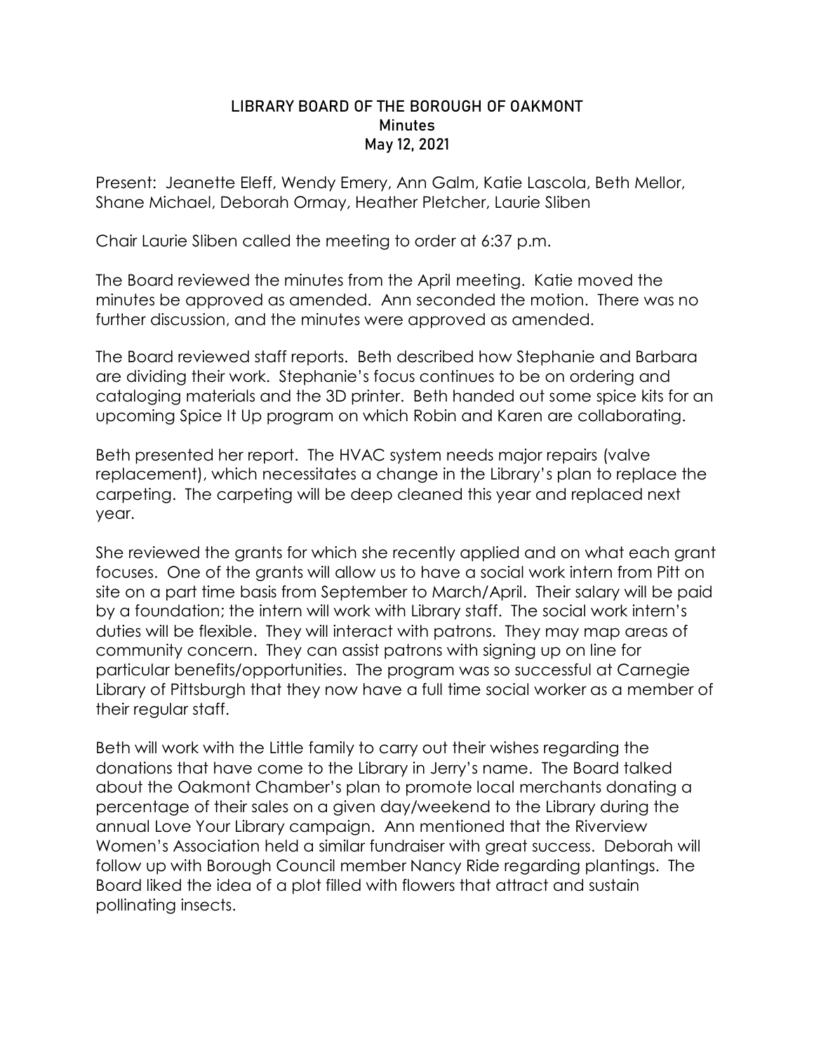# LIBRARY BOARD OF THE BOROUGH OF OAKMONT
## Minutes
## May 12, 2021

Present: Jeanette Eleff, Wendy Emery, Ann Galm, Katie Lascola, Beth Mellor, Shane Michael, Deborah Ormay, Heather Pletcher, Laurie Sliben

Chair Laurie Sliben called the meeting to order at 6:37 p.m.

The Board reviewed the minutes from the April meeting. Katie moved the minutes be approved as amended. Ann seconded the motion. There was no further discussion, and the minutes were approved as amended.

The Board reviewed staff reports. Beth described how Stephanie and Barbara are dividing their work. Stephanie's focus continues to be on ordering and cataloging materials and the 3D printer. Beth handed out some spice kits for an upcoming Spice It Up program on which Robin and Karen are collaborating.

Beth presented her report. The HVAC system needs major repairs (valve replacement), which necessitates a change in the Library's plan to replace the carpeting. The carpeting will be deep cleaned this year and replaced next year.

She reviewed the grants for which she recently applied and on what each grant focuses. One of the grants will allow us to have a social work intern from Pitt on site on a part time basis from September to March/April. Their salary will be paid by a foundation; the intern will work with Library staff. The social work intern's duties will be flexible. They will interact with patrons. They may map areas of community concern. They can assist patrons with signing up on line for particular benefits/opportunities. The program was so successful at Carnegie Library of Pittsburgh that they now have a full time social worker as a member of their regular staff.

Beth will work with the Little family to carry out their wishes regarding the donations that have come to the Library in Jerry's name. The Board talked about the Oakmont Chamber's plan to promote local merchants donating a percentage of their sales on a given day/weekend to the Library during the annual Love Your Library campaign. Ann mentioned that the Riverview Women's Association held a similar fundraiser with great success. Deborah will follow up with Borough Council member Nancy Ride regarding plantings. The Board liked the idea of a plot filled with flowers that attract and sustain pollinating insects.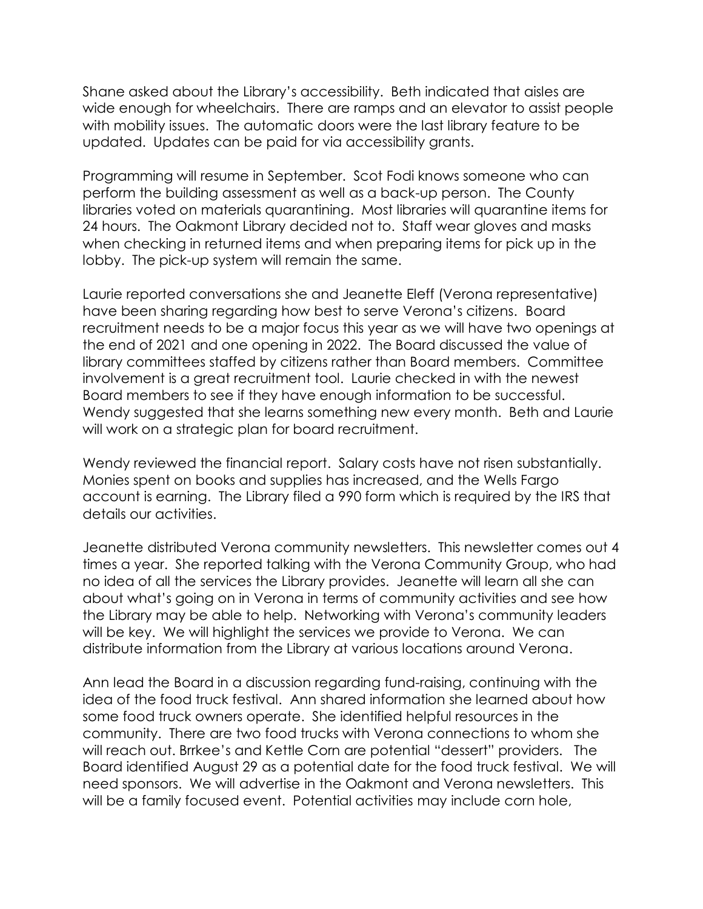Shane asked about the Library's accessibility. Beth indicated that aisles are wide enough for wheelchairs. There are ramps and an elevator to assist people with mobility issues. The automatic doors were the last library feature to be updated. Updates can be paid for via accessibility grants.

Programming will resume in September. Scot Fodi knows someone who can perform the building assessment as well as a back-up person. The County libraries voted on materials quarantining. Most libraries will quarantine items for 24 hours. The Oakmont Library decided not to. Staff wear gloves and masks when checking in returned items and when preparing items for pick up in the lobby. The pick-up system will remain the same.

Laurie reported conversations she and Jeanette Eleff (Verona representative) have been sharing regarding how best to serve Verona's citizens. Board recruitment needs to be a major focus this year as we will have two openings at the end of 2021 and one opening in 2022. The Board discussed the value of library committees staffed by citizens rather than Board members. Committee involvement is a great recruitment tool. Laurie checked in with the newest Board members to see if they have enough information to be successful. Wendy suggested that she learns something new every month. Beth and Laurie will work on a strategic plan for board recruitment.

Wendy reviewed the financial report. Salary costs have not risen substantially. Monies spent on books and supplies has increased, and the Wells Fargo account is earning. The Library filed a 990 form which is required by the IRS that details our activities.

Jeanette distributed Verona community newsletters. This newsletter comes out 4 times a year. She reported talking with the Verona Community Group, who had no idea of all the services the Library provides. Jeanette will learn all she can about what's going on in Verona in terms of community activities and see how the Library may be able to help. Networking with Verona's community leaders will be key. We will highlight the services we provide to Verona. We can distribute information from the Library at various locations around Verona.

Ann lead the Board in a discussion regarding fund-raising, continuing with the idea of the food truck festival. Ann shared information she learned about how some food truck owners operate. She identified helpful resources in the community. There are two food trucks with Verona connections to whom she will reach out. Brrkee's and Kettle Corn are potential "dessert" providers. The Board identified August 29 as a potential date for the food truck festival. We will need sponsors. We will advertise in the Oakmont and Verona newsletters. This will be a family focused event. Potential activities may include corn hole,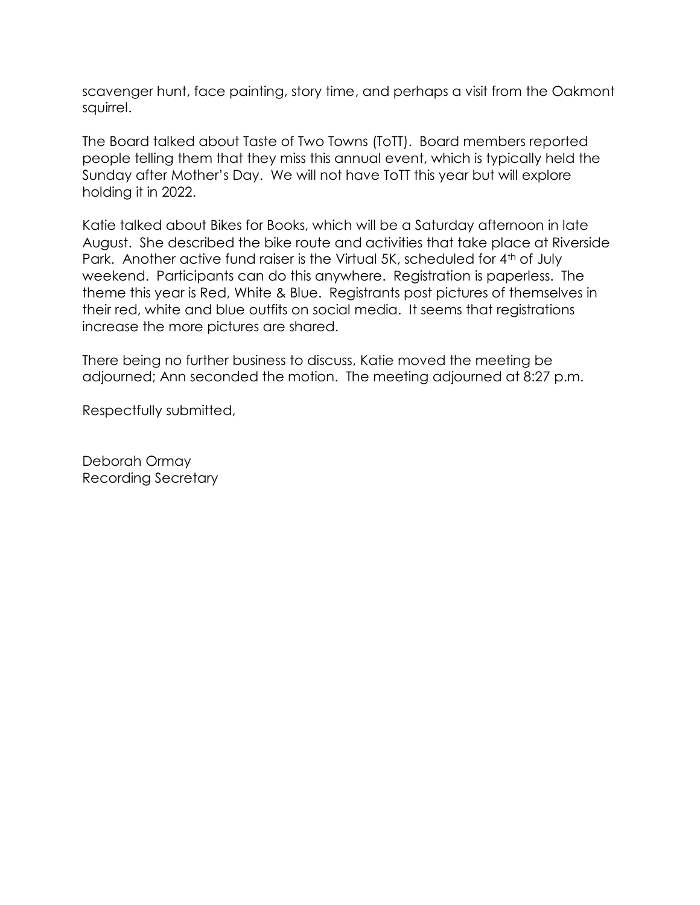scavenger hunt, face painting, story time, and perhaps a visit from the Oakmont squirrel.

The Board talked about Taste of Two Towns (ToTT). Board members reported people telling them that they miss this annual event, which is typically held the Sunday after Mother's Day. We will not have ToTT this year but will explore holding it in 2022.

Katie talked about Bikes for Books, which will be a Saturday afternoon in late August. She described the bike route and activities that take place at Riverside Park. Another active fund raiser is the Virtual 5K, scheduled for 4th of July weekend. Participants can do this anywhere. Registration is paperless. The theme this year is Red, White & Blue. Registrants post pictures of themselves in their red, white and blue outfits on social media. It seems that registrations increase the more pictures are shared.

There being no further business to discuss, Katie moved the meeting be adjourned; Ann seconded the motion. The meeting adjourned at 8:27 p.m.

Respectfully submitted,

Deborah Ormay
Recording Secretary